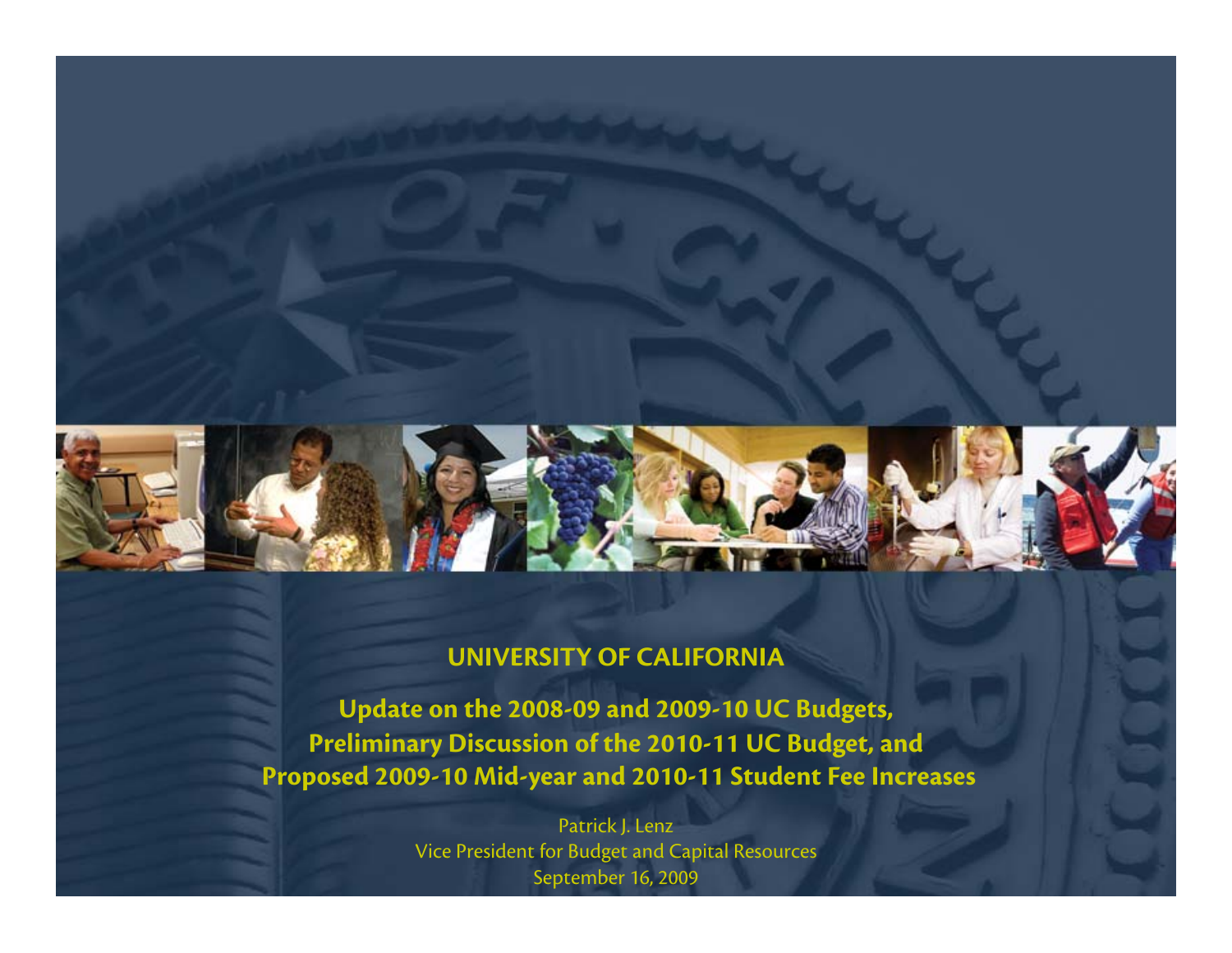# UNIVERSITY OF CALIFORNIA

## Update on the 2008-09 and 2009-10 UC Budgets, Preliminary Discussion of the 2010-11 UC Budget, and Proposed 2009-10 Mid-year and 2010-11 Student Fee Increases

Patrick J. Lenz
Vice President for Budget and Capital Resources
September 16, 2009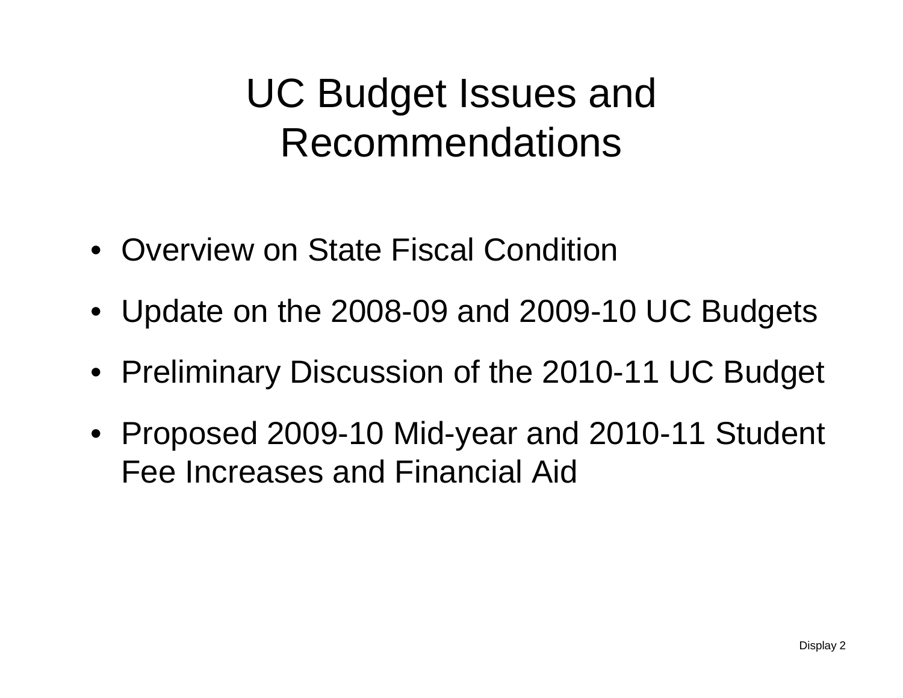# UC Budget Issues and Recommendations

- Overview on State Fiscal Condition
- Update on the 2008-09 and 2009-10 UC Budgets
- Preliminary Discussion of the 2010-11 UC Budget
- Proposed 2009-10 Mid-year and 2010-11 Student Fee Increases and Financial Aid

Display 2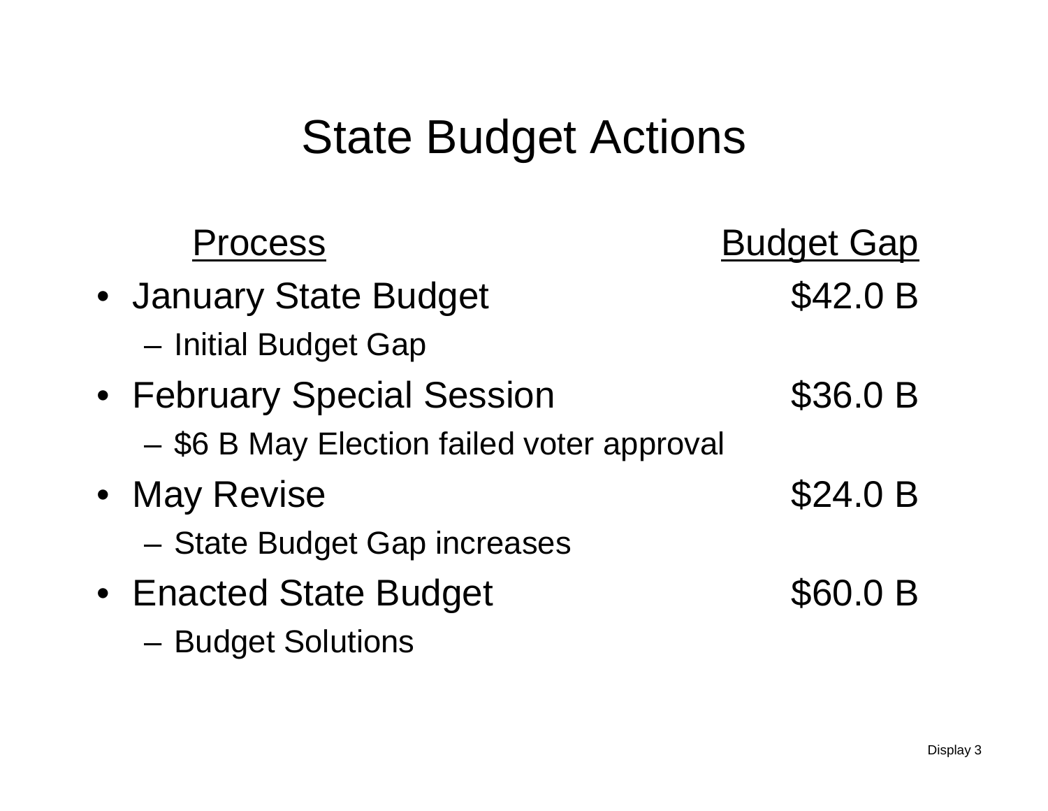# State Budget Actions

| Process | Budget Gap |
| --- | --- |
| • January State Budget<br>– Initial Budget Gap | $42.0 B |
| • February Special Session<br>– $6 B May Election failed voter approval | $36.0 B |
| • May Revise<br>– State Budget Gap increases | $24.0 B |
| • Enacted State Budget<br>– Budget Solutions | $60.0 B |

Display 3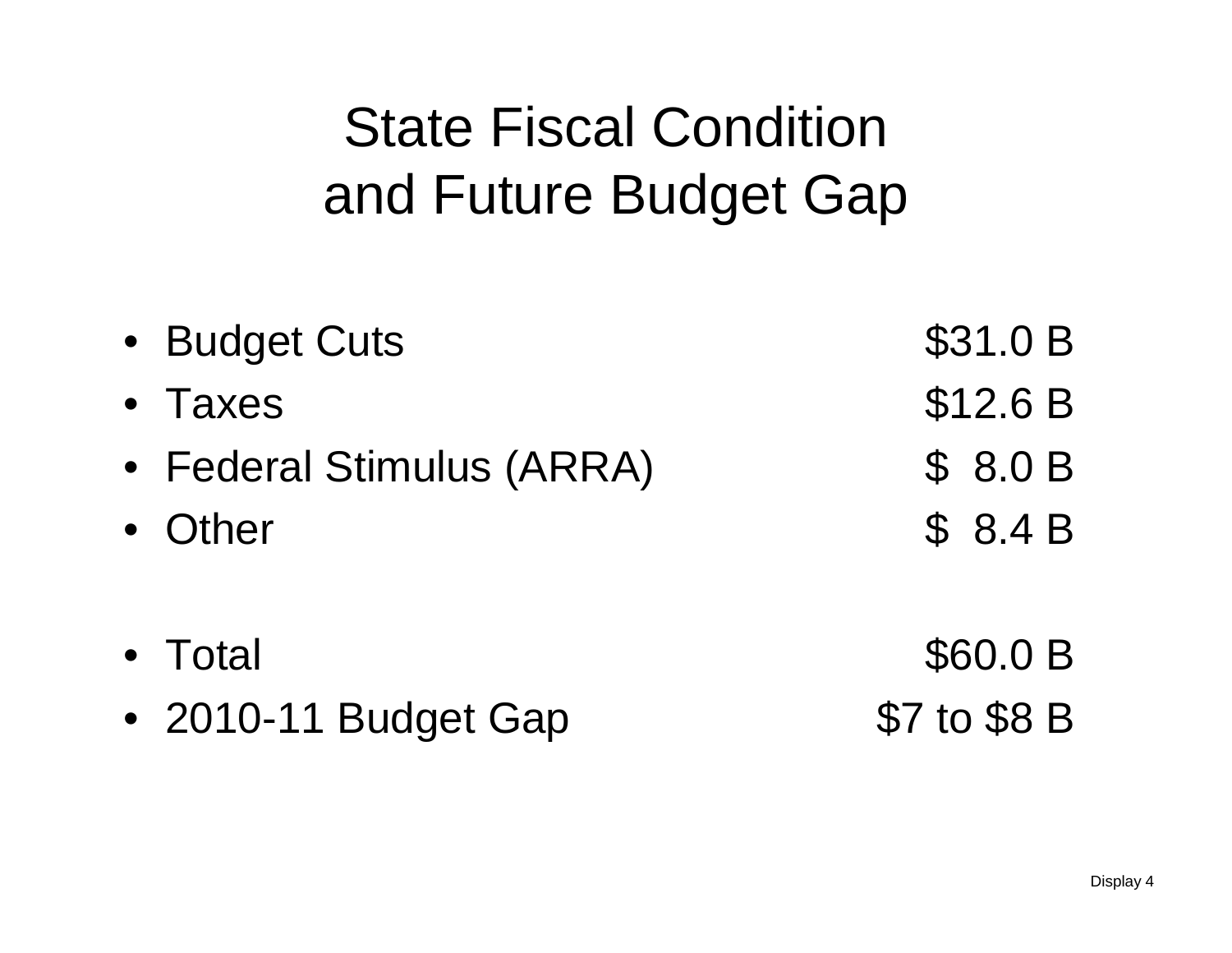# State Fiscal Condition and Future Budget Gap

- Budget Cuts $31.0 B
- Taxes $12.6 B
- Federal Stimulus (ARRA) $ 8.0 B
- Other $ 8.4 B

- Total $60.0 B
- 2010-11 Budget Gap $7 to $8 B

Display 4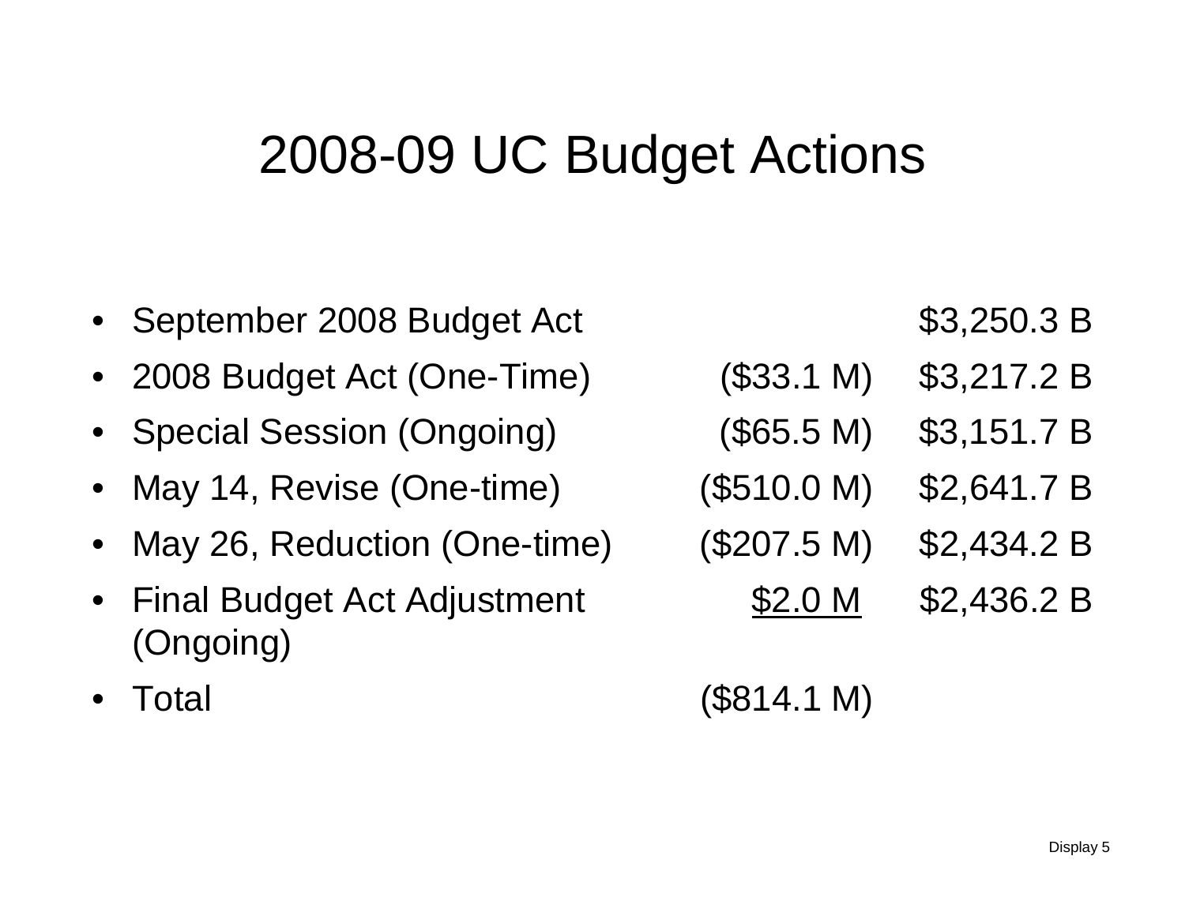# 2008-09 UC Budget Actions

| | | |
|---|---|---|
| • September 2008 Budget Act | | $3,250.3 B |
| • 2008 Budget Act (One-Time) | ($33.1 M) | $3,217.2 B |
| • Special Session (Ongoing) | ($65.5 M) | $3,151.7 B |
| • May 14, Revise (One-time) | ($510.0 M) | $2,641.7 B |
| • May 26, Reduction (One-time) | ($207.5 M) | $2,434.2 B |
| • Final Budget Act Adjustment (Ongoing) | $2.0 M | $2,436.2 B |
| • Total | ($814.1 M) | |

Display 5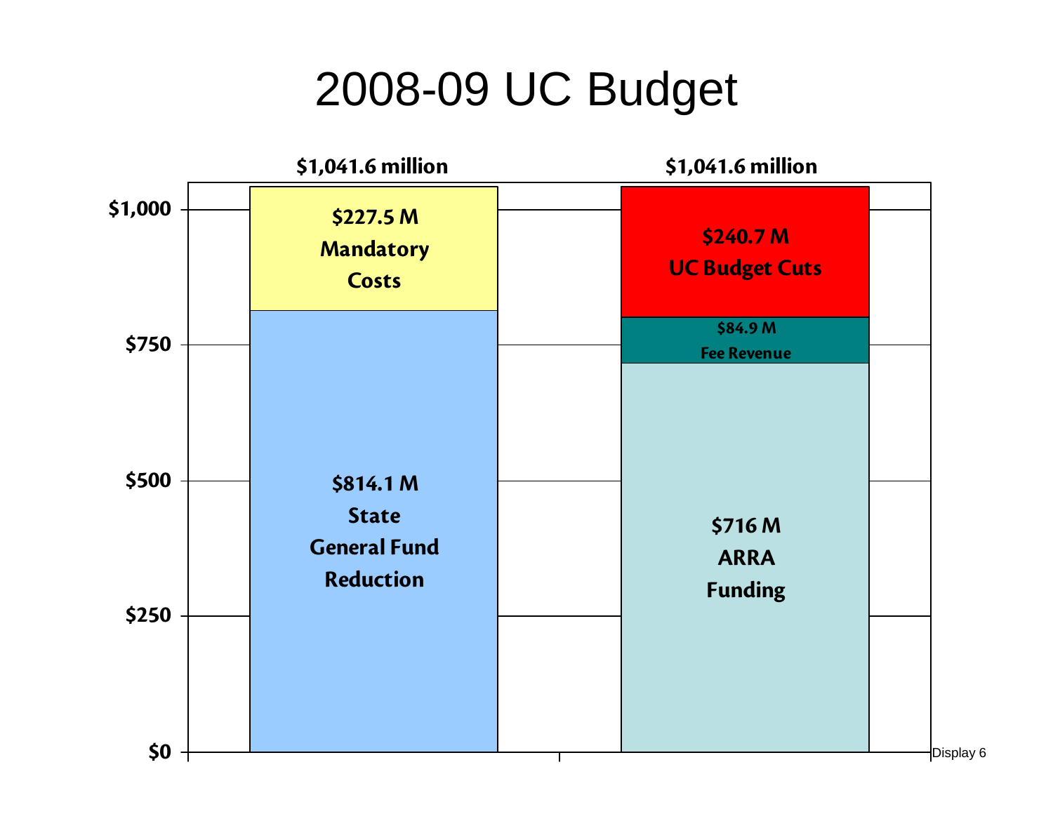# 2008-09 UC Budget

| | $1,041.6 million | $1,041.6 million |
|---|---|---|
| Top | $227.5 M Mandatory Costs | $240.7 M UC Budget Cuts |
| Middle | | $84.9 M Fee Revenue |
| Bottom | $814.1 M State General Fund Reduction | $716 M ARRA Funding |

Y-axis: $0, $250, $500, $750, $1,000

Display 6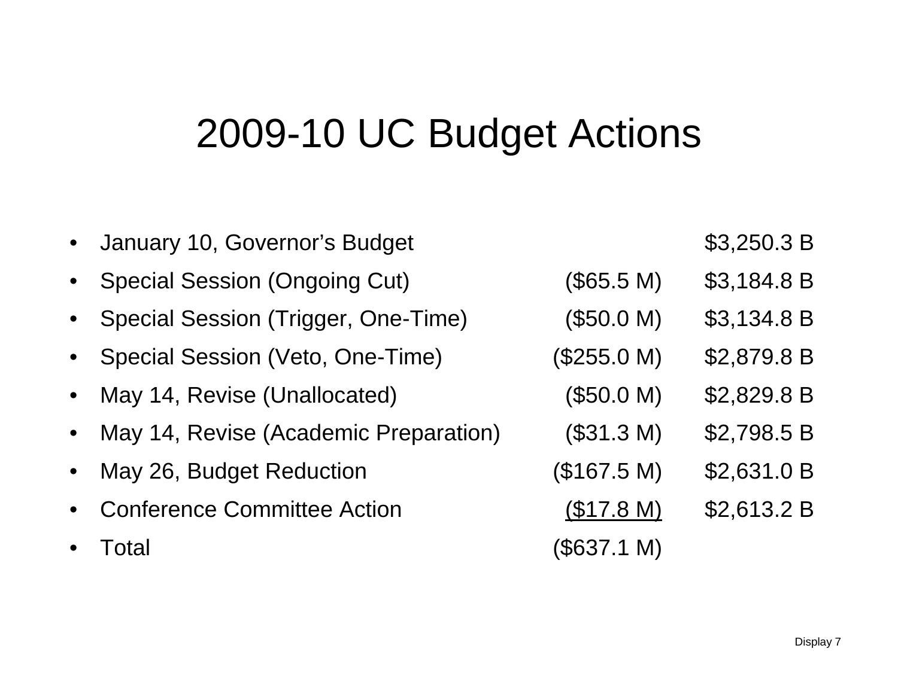# 2009-10 UC Budget Actions

| | | |
|---|---|---|
| January 10, Governor's Budget | | $3,250.3 B |
| Special Session (Ongoing Cut) | ($65.5 M) | $3,184.8 B |
| Special Session (Trigger, One-Time) | ($50.0 M) | $3,134.8 B |
| Special Session (Veto, One-Time) | ($255.0 M) | $2,879.8 B |
| May 14, Revise (Unallocated) | ($50.0 M) | $2,829.8 B |
| May 14, Revise (Academic Preparation) | ($31.3 M) | $2,798.5 B |
| May 26, Budget Reduction | ($167.5 M) | $2,631.0 B |
| Conference Committee Action | ($17.8 M) | $2,613.2 B |
| Total | ($637.1 M) | |

Display 7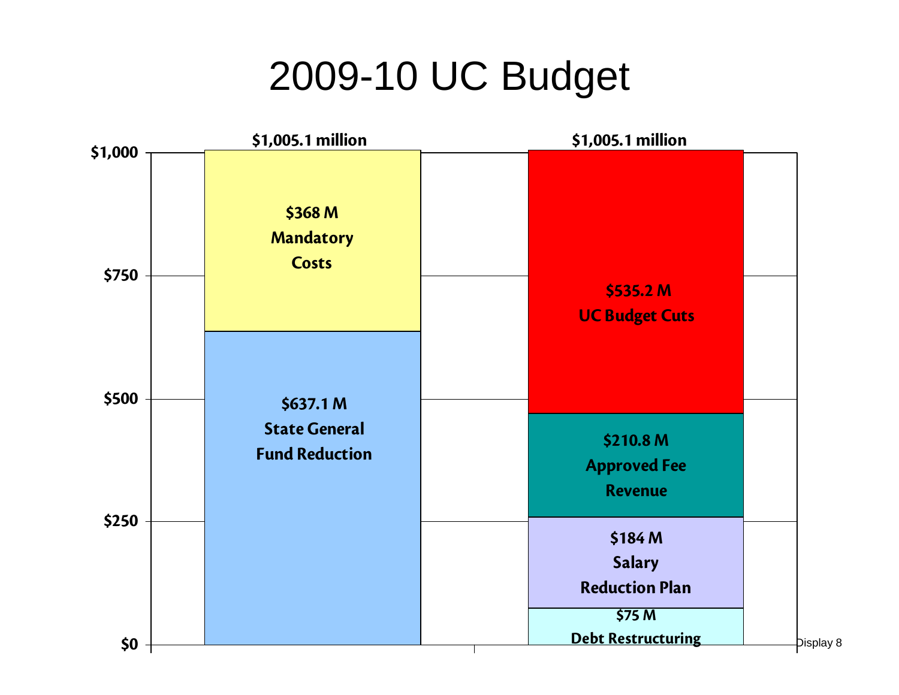# 2009-10 UC Budget

| | $1,005.1 million | $1,005.1 million |
|---|---|---|
| | $368 M Mandatory Costs | $535.2 M UC Budget Cuts |
| | $637.1 M State General Fund Reduction | $210.8 M Approved Fee Revenue |
| | | $184 M Salary Reduction Plan |
| | | $75 M Debt Restructuring |

Y-axis: $0, $250, $500, $750, $1,000

Display 8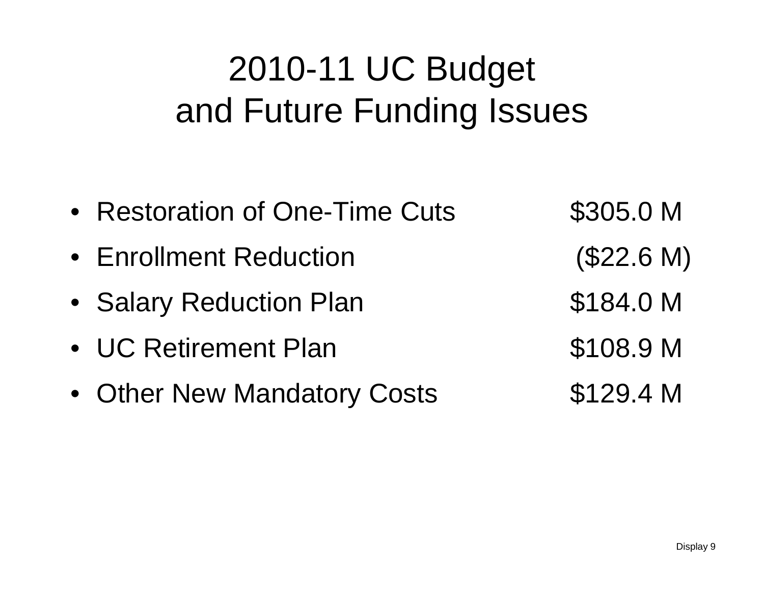# 2010-11 UC Budget and Future Funding Issues

| | |
|---|---|
| Restoration of One-Time Cuts | $305.0 M |
| Enrollment Reduction | ($22.6 M) |
| Salary Reduction Plan | $184.0 M |
| UC Retirement Plan | $108.9 M |
| Other New Mandatory Costs | $129.4 M |

Display 9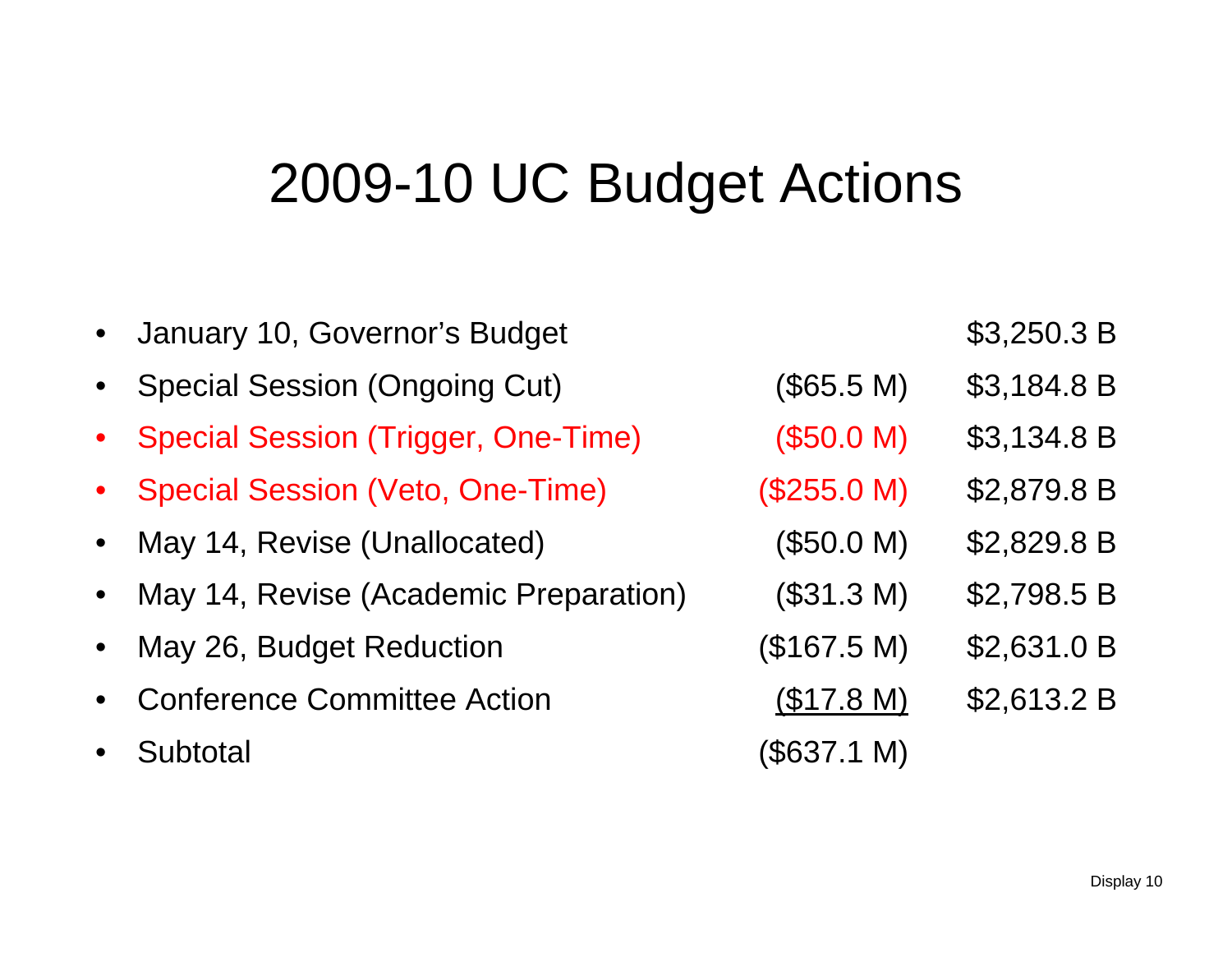# 2009-10 UC Budget Actions

| | | |
|---|---|---|
| January 10, Governor's Budget | | $3,250.3 B |
| Special Session (Ongoing Cut) | ($65.5 M) | $3,184.8 B |
| Special Session (Trigger, One-Time) | ($50.0 M) | $3,134.8 B |
| Special Session (Veto, One-Time) | ($255.0 M) | $2,879.8 B |
| May 14, Revise (Unallocated) | ($50.0 M) | $2,829.8 B |
| May 14, Revise (Academic Preparation) | ($31.3 M) | $2,798.5 B |
| May 26, Budget Reduction | ($167.5 M) | $2,631.0 B |
| Conference Committee Action | ($17.8 M) | $2,613.2 B |
| Subtotal | ($637.1 M) | |

Display 10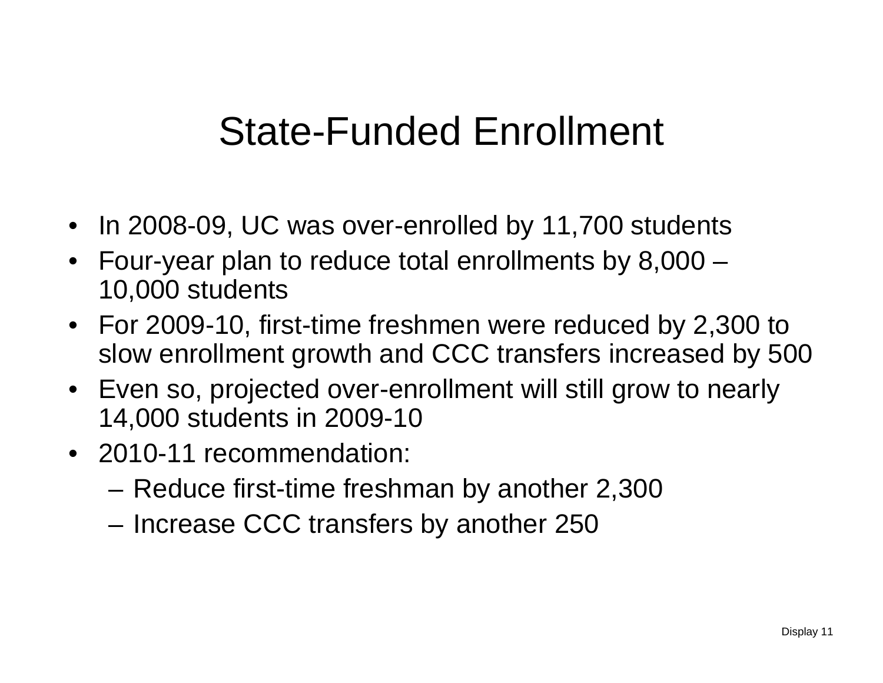# State-Funded Enrollment

- In 2008-09, UC was over-enrolled by 11,700 students
- Four-year plan to reduce total enrollments by 8,000 – 10,000 students
- For 2009-10, first-time freshmen were reduced by 2,300 to slow enrollment growth and CCC transfers increased by 500
- Even so, projected over-enrollment will still grow to nearly 14,000 students in 2009-10
- 2010-11 recommendation:
  - Reduce first-time freshman by another 2,300
  - Increase CCC transfers by another 250

Display 11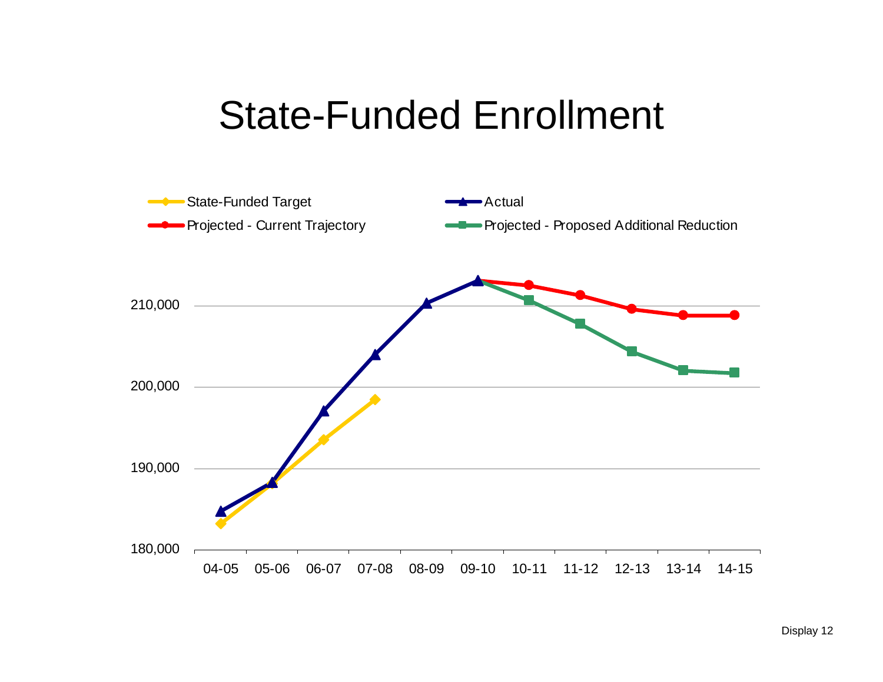# State-Funded Enrollment

State-Funded Target

Actual

Projected - Current Trajectory

Projected - Proposed Additional Reduction

210,000

200,000

190,000

180,000

04-05 05-06 06-07 07-08 08-09 09-10 10-11 11-12 12-13 13-14 14-15

Display 12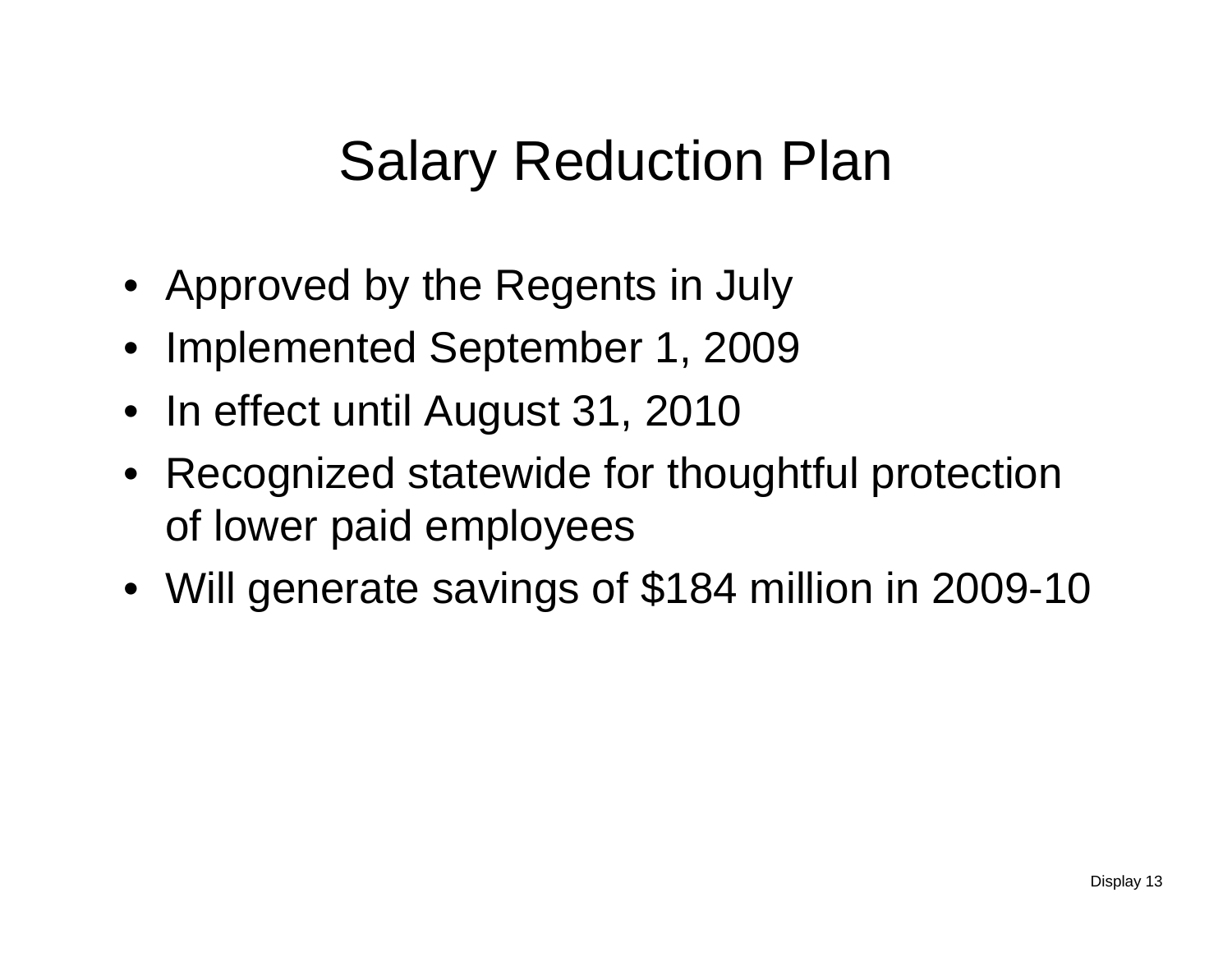# Salary Reduction Plan

- Approved by the Regents in July
- Implemented September 1, 2009
- In effect until August 31, 2010
- Recognized statewide for thoughtful protection of lower paid employees
- Will generate savings of $184 million in 2009-10

Display 13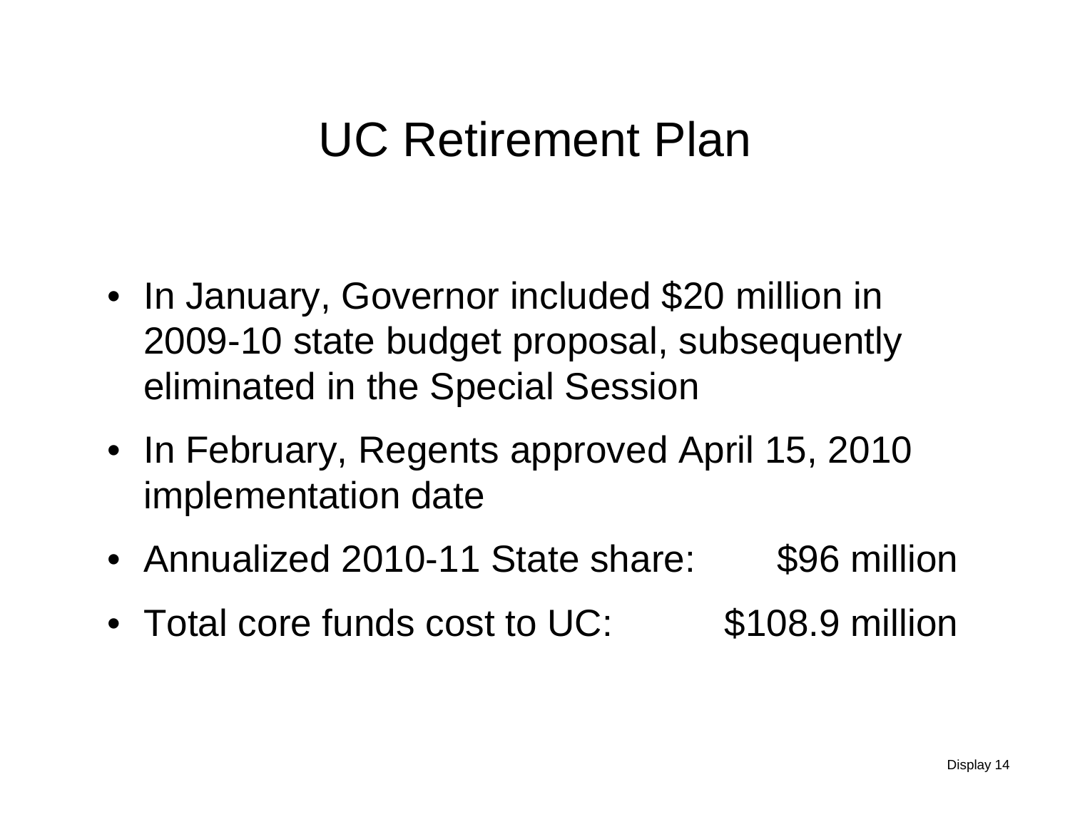# UC Retirement Plan

- In January, Governor included $20 million in 2009-10 state budget proposal, subsequently eliminated in the Special Session
- In February, Regents approved April 15, 2010 implementation date
- Annualized 2010-11 State share: $96 million
- Total core funds cost to UC: $108.9 million

Display 14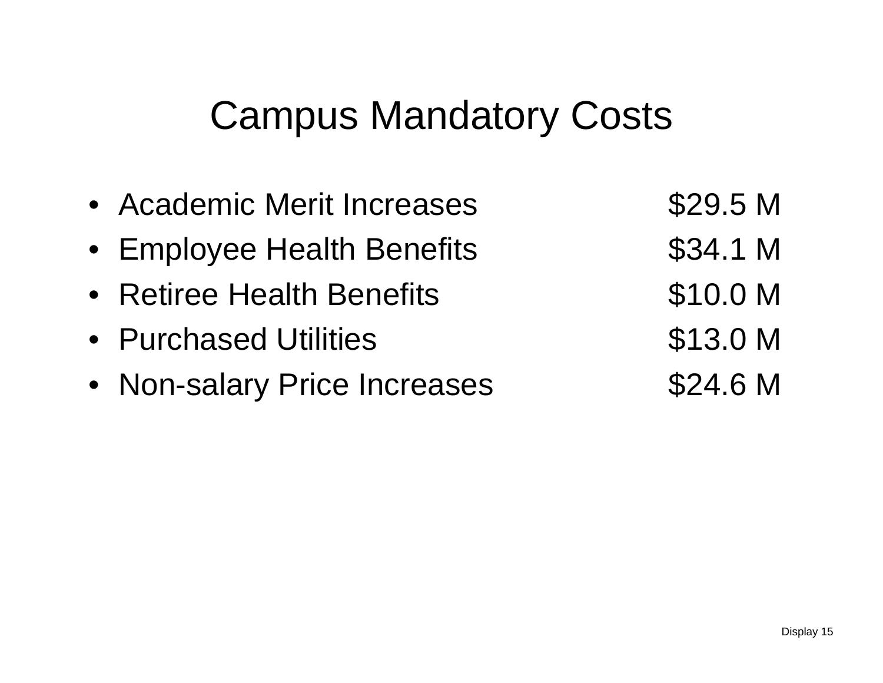# Campus Mandatory Costs

- Academic Merit Increases $29.5 M
- Employee Health Benefits $34.1 M
- Retiree Health Benefits $10.0 M
- Purchased Utilities $13.0 M
- Non-salary Price Increases $24.6 M

Display 15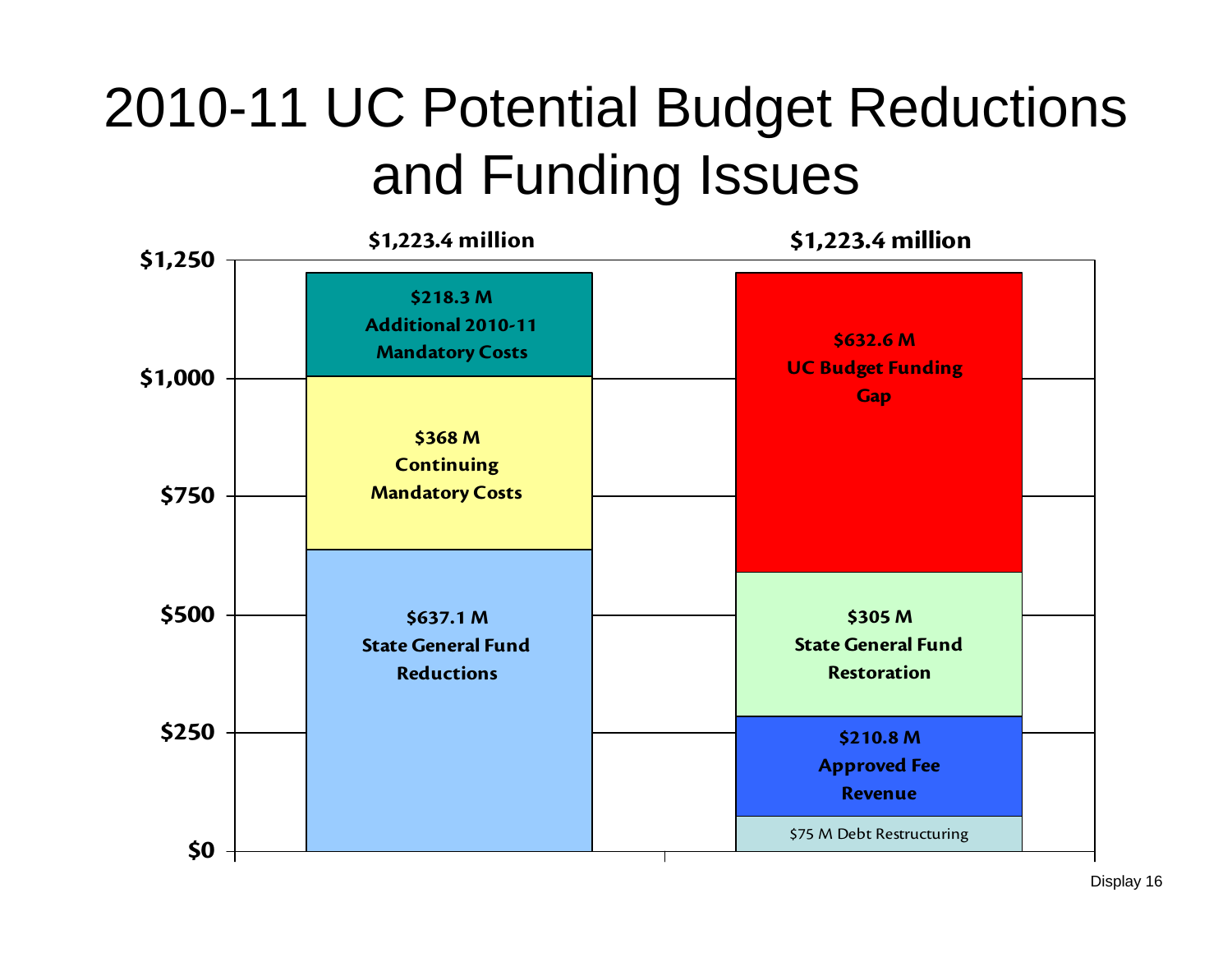# 2010-11 UC Potential Budget Reductions and Funding Issues

$1,250

$1,000

$750

$500

$250

$0

**$1,223.4 million**

**$218.3 M Additional 2010-11 Mandatory Costs**

**$368 M Continuing Mandatory Costs**

**$637.1 M State General Fund Reductions**

**$1,223.4 million**

**$632.6 M UC Budget Funding Gap**

**$305 M State General Fund Restoration**

**$210.8 M Approved Fee Revenue**

$75 M Debt Restructuring

Display 16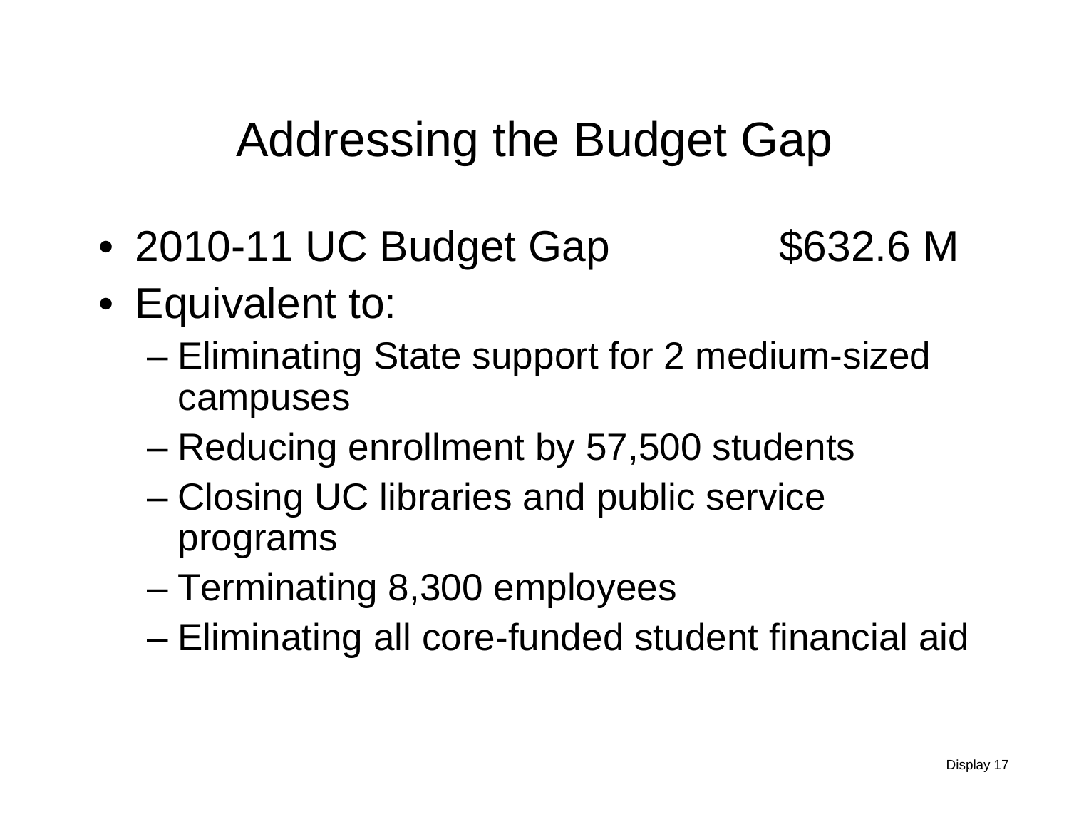# Addressing the Budget Gap

- 2010-11 UC Budget Gap $632.6 M
- Equivalent to:
  - Eliminating State support for 2 medium-sized campuses
  - Reducing enrollment by 57,500 students
  - Closing UC libraries and public service programs
  - Terminating 8,300 employees
  - Eliminating all core-funded student financial aid

Display 17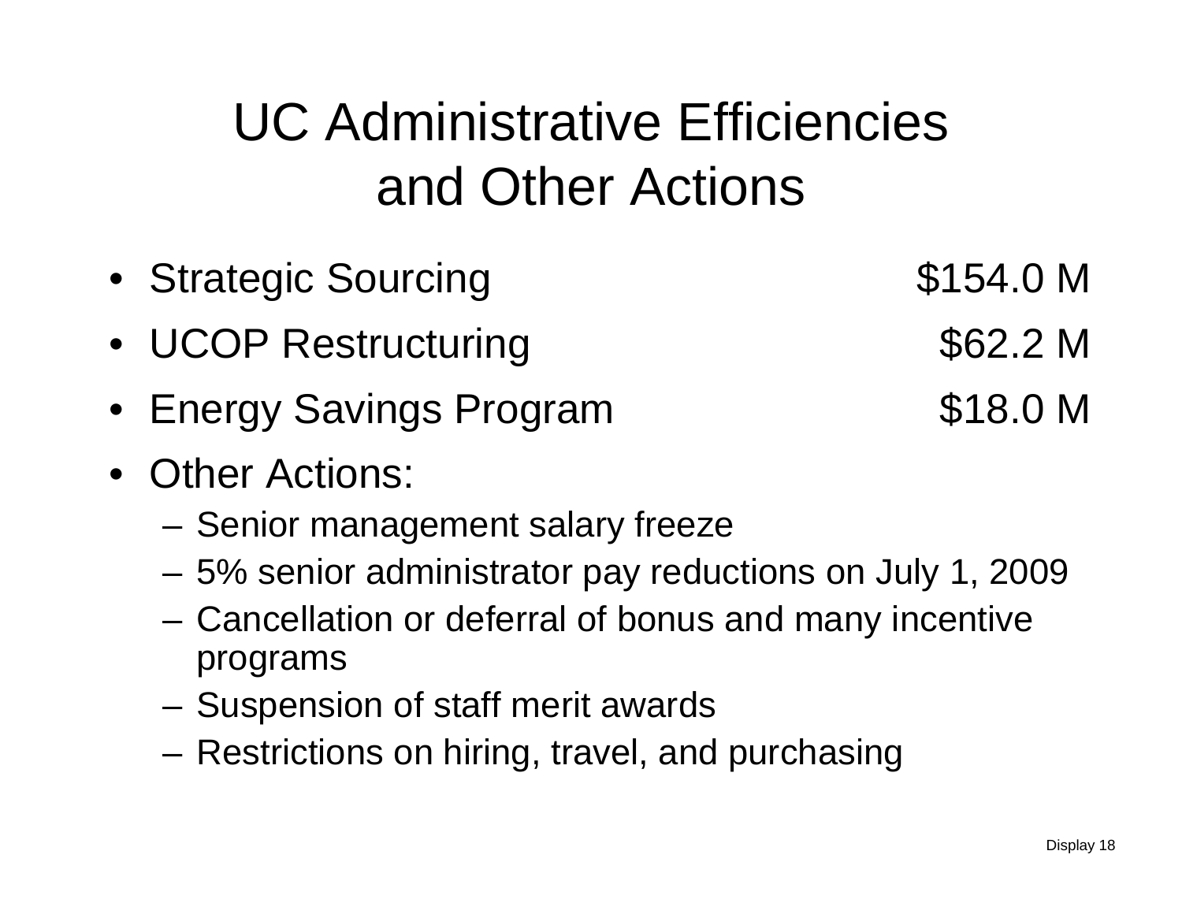# UC Administrative Efficiencies and Other Actions

- Strategic Sourcing $154.0 M
- UCOP Restructuring $62.2 M
- Energy Savings Program $18.0 M
- Other Actions:
  - Senior management salary freeze
  - 5% senior administrator pay reductions on July 1, 2009
  - Cancellation or deferral of bonus and many incentive programs
  - Suspension of staff merit awards
  - Restrictions on hiring, travel, and purchasing

Display 18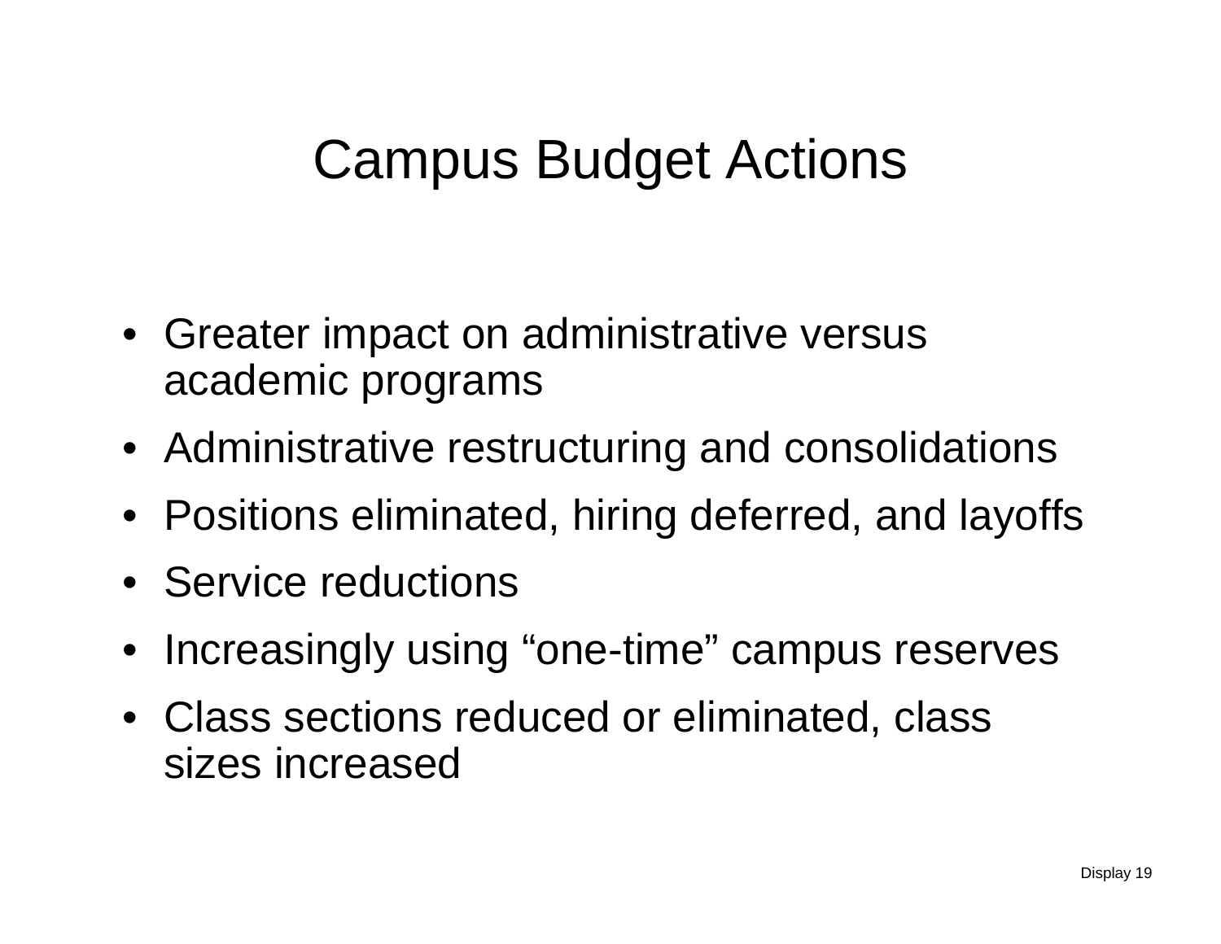# Campus Budget Actions

- Greater impact on administrative versus academic programs
- Administrative restructuring and consolidations
- Positions eliminated, hiring deferred, and layoffs
- Service reductions
- Increasingly using "one-time" campus reserves
- Class sections reduced or eliminated, class sizes increased

Display 19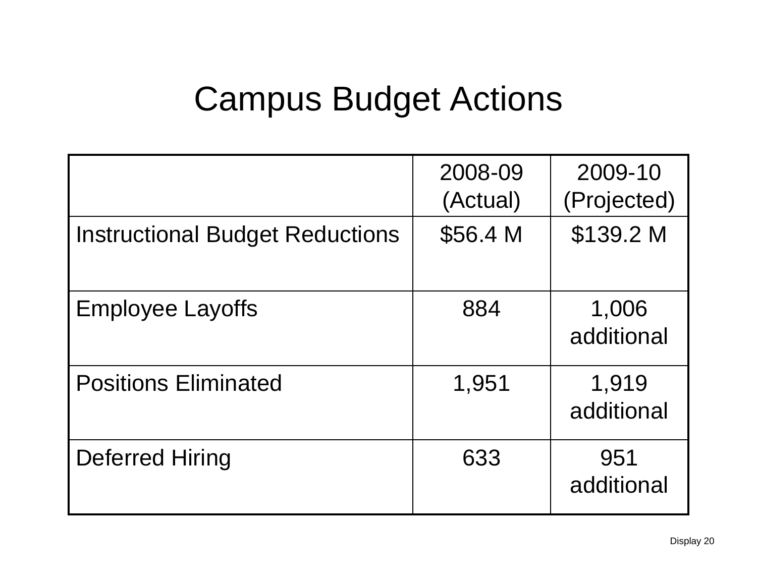# Campus Budget Actions

| | 2008-09 (Actual) | 2009-10 (Projected) |
|---|---|---|
| Instructional Budget Reductions | $56.4 M | $139.2 M |
| Employee Layoffs | 884 | 1,006 additional |
| Positions Eliminated | 1,951 | 1,919 additional |
| Deferred Hiring | 633 | 951 additional |

Display 20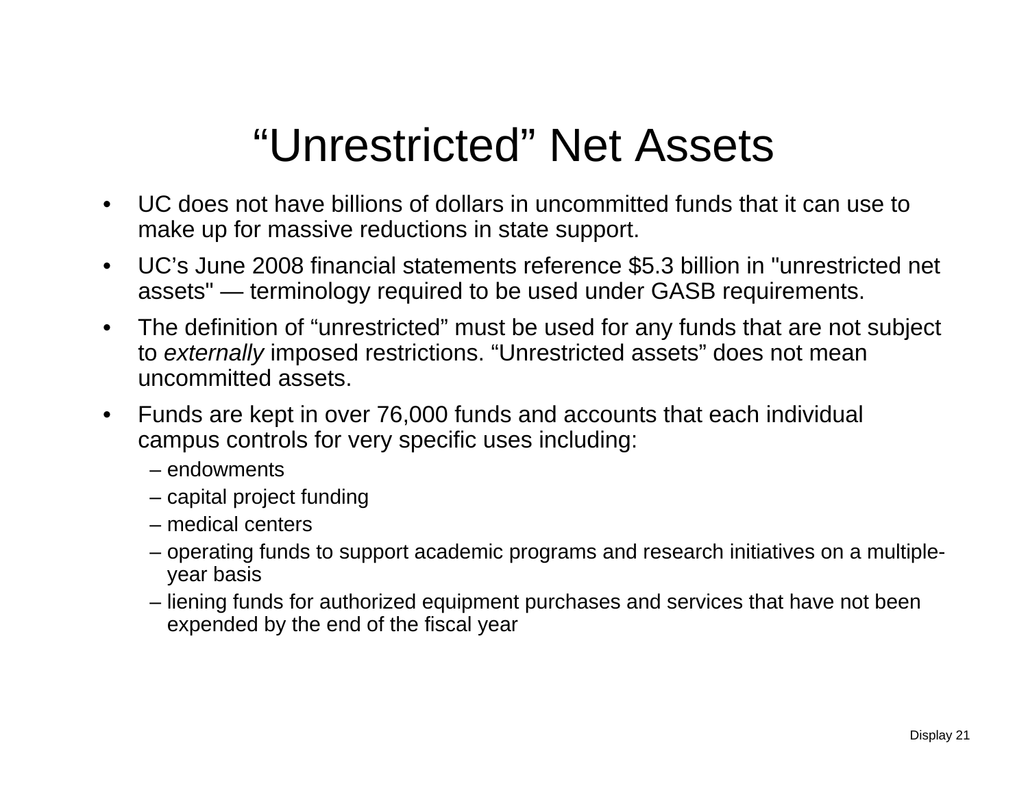# "Unrestricted" Net Assets

- UC does not have billions of dollars in uncommitted funds that it can use to make up for massive reductions in state support.
- UC's June 2008 financial statements reference $5.3 billion in "unrestricted net assets" — terminology required to be used under GASB requirements.
- The definition of "unrestricted" must be used for any funds that are not subject to *externally* imposed restrictions. "Unrestricted assets" does not mean uncommitted assets.
- Funds are kept in over 76,000 funds and accounts that each individual campus controls for very specific uses including:
  - endowments
  - capital project funding
  - medical centers
  - operating funds to support academic programs and research initiatives on a multiple-year basis
  - liening funds for authorized equipment purchases and services that have not been expended by the end of the fiscal year

Display 21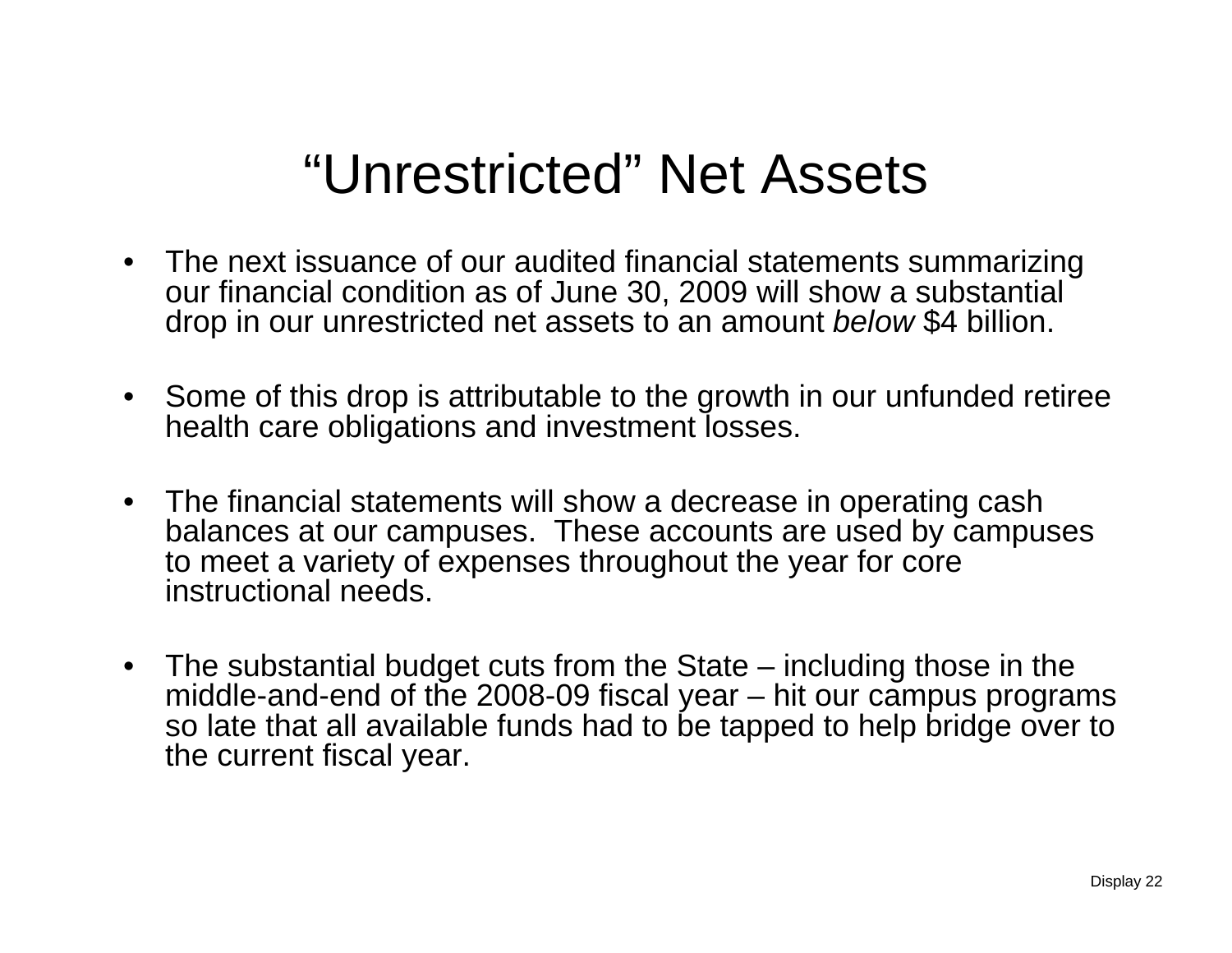# “Unrestricted” Net Assets

- The next issuance of our audited financial statements summarizing our financial condition as of June 30, 2009 will show a substantial drop in our unrestricted net assets to an amount *below* $4 billion.

- Some of this drop is attributable to the growth in our unfunded retiree health care obligations and investment losses.

- The financial statements will show a decrease in operating cash balances at our campuses. These accounts are used by campuses to meet a variety of expenses throughout the year for core instructional needs.

- The substantial budget cuts from the State – including those in the middle-and-end of the 2008-09 fiscal year – hit our campus programs so late that all available funds had to be tapped to help bridge over to the current fiscal year.

Display 22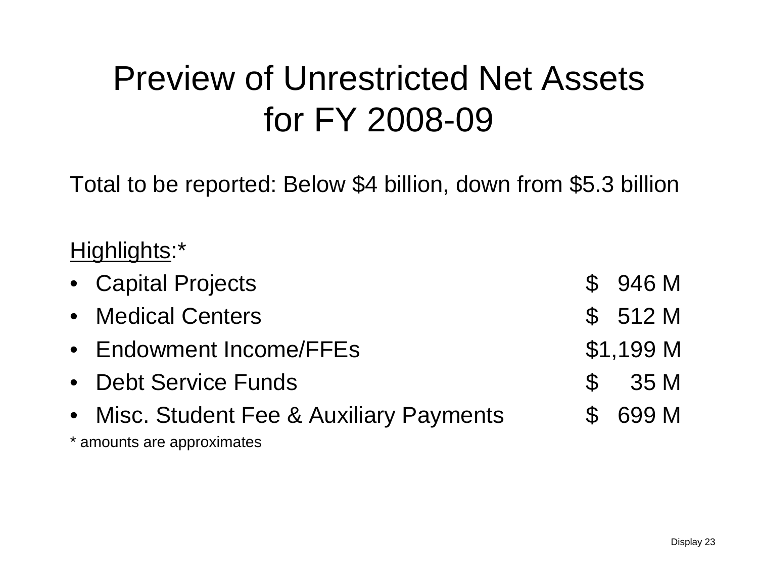# Preview of Unrestricted Net Assets for FY 2008-09

Total to be reported: Below $4 billion, down from $5.3 billion

Highlights:*

- Capital Projects $ 946 M
- Medical Centers $ 512 M
- Endowment Income/FFEs $1,199 M
- Debt Service Funds $ 35 M
- Misc. Student Fee & Auxiliary Payments $ 699 M

* amounts are approximates

Display 23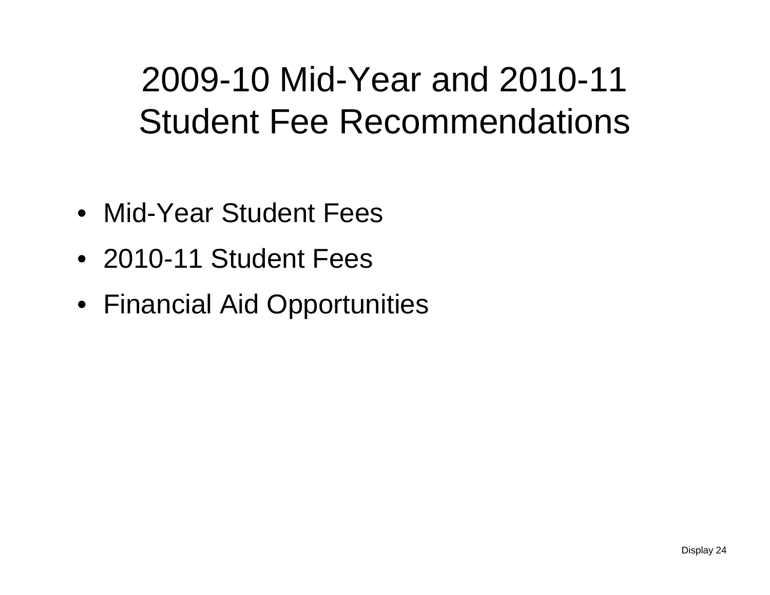# 2009-10 Mid-Year and 2010-11 Student Fee Recommendations

- Mid-Year Student Fees
- 2010-11 Student Fees
- Financial Aid Opportunities

Display 24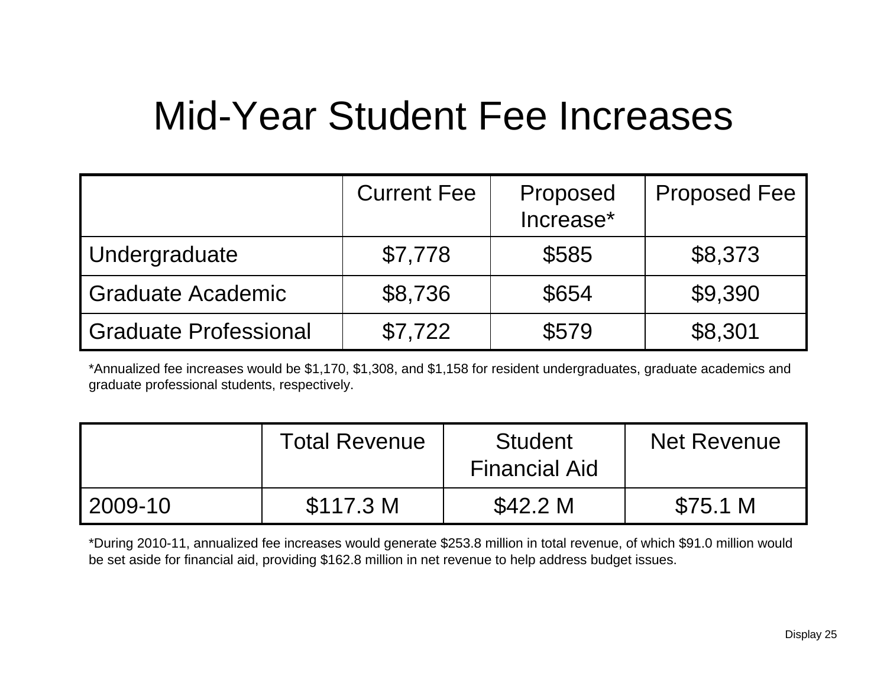# Mid-Year Student Fee Increases

| | Current Fee | Proposed Increase* | Proposed Fee |
|---|---|---|---|
| Undergraduate | $7,778 | $585 | $8,373 |
| Graduate Academic | $8,736 | $654 | $9,390 |
| Graduate Professional | $7,722 | $579 | $8,301 |

*Annualized fee increases would be $1,170, $1,308, and $1,158 for resident undergraduates, graduate academics and graduate professional students, respectively.

| | Total Revenue | Student Financial Aid | Net Revenue |
|---|---|---|---|
| 2009-10 | $117.3 M | $42.2 M | $75.1 M |

*During 2010-11, annualized fee increases would generate $253.8 million in total revenue, of which $91.0 million would be set aside for financial aid, providing $162.8 million in net revenue to help address budget issues.

Display 25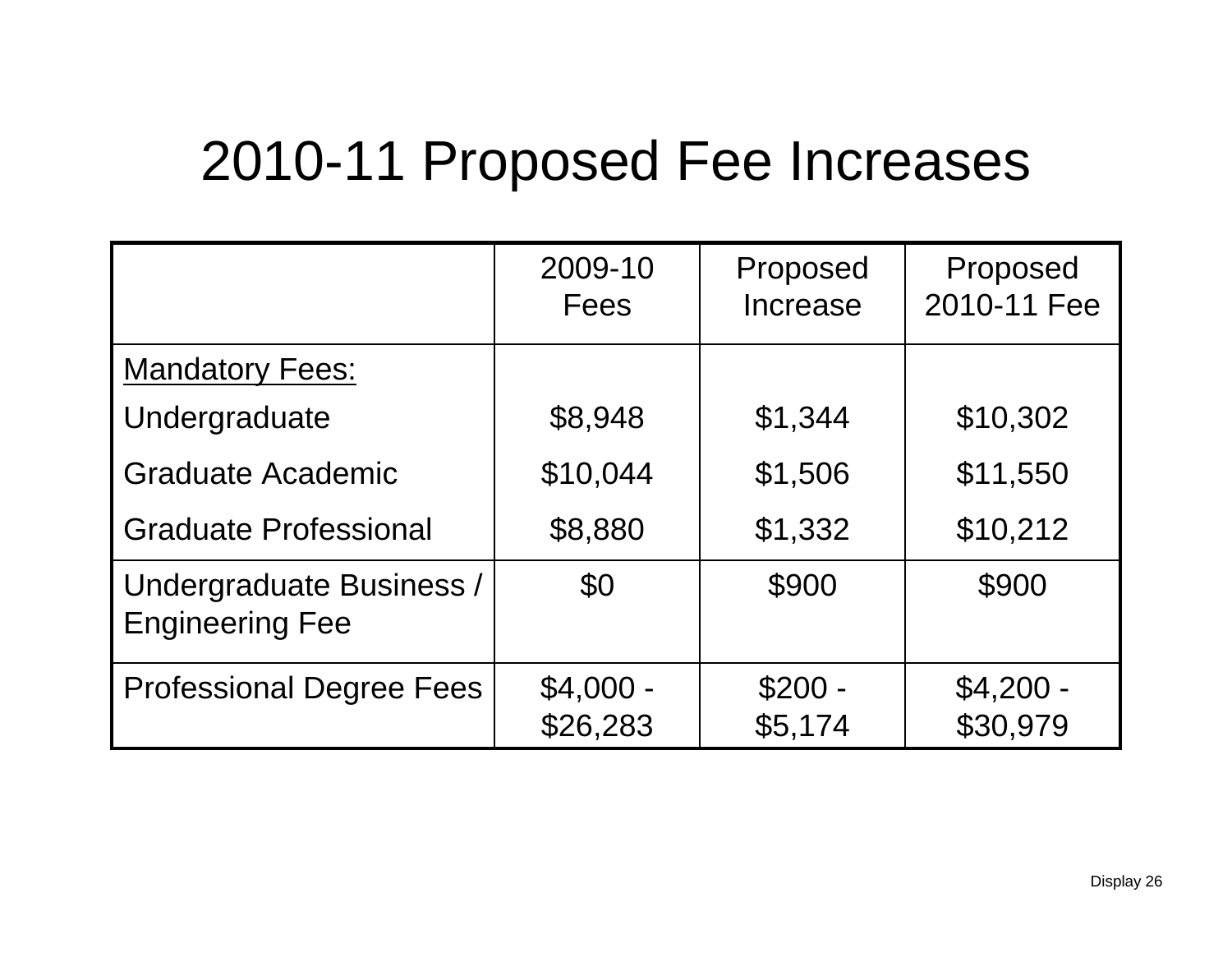# 2010-11 Proposed Fee Increases

| | 2009-10 Fees | Proposed Increase | Proposed 2010-11 Fee |
|---|---|---|---|
| Mandatory Fees: | | | |
| Undergraduate | $8,948 | $1,344 | $10,302 |
| Graduate Academic | $10,044 | $1,506 | $11,550 |
| Graduate Professional | $8,880 | $1,332 | $10,212 |
| Undergraduate Business / Engineering Fee | $0 | $900 | $900 |
| Professional Degree Fees | $4,000 - $26,283 | $200 - $5,174 | $4,200 - $30,979 |

Display 26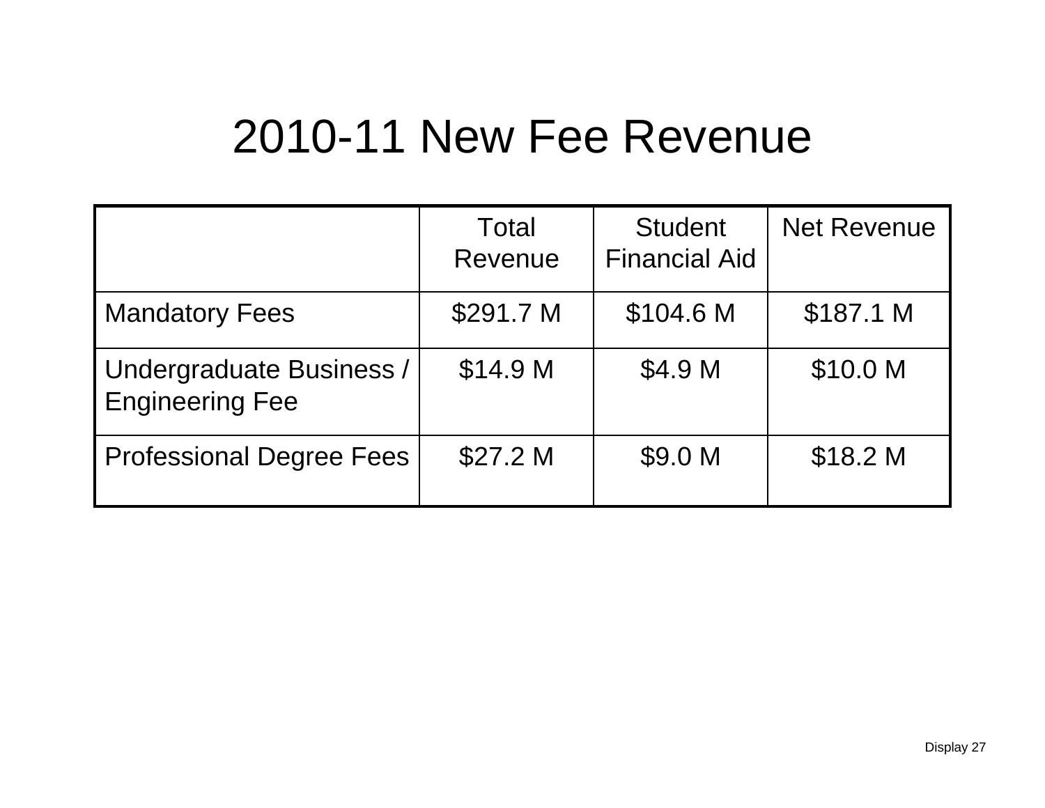# 2010-11 New Fee Revenue

| | Total Revenue | Student Financial Aid | Net Revenue |
|---|---|---|---|
| Mandatory Fees | $291.7 M | $104.6 M | $187.1 M |
| Undergraduate Business / Engineering Fee | $14.9 M | $4.9 M | $10.0 M |
| Professional Degree Fees | $27.2 M | $9.0 M | $18.2 M |

Display 27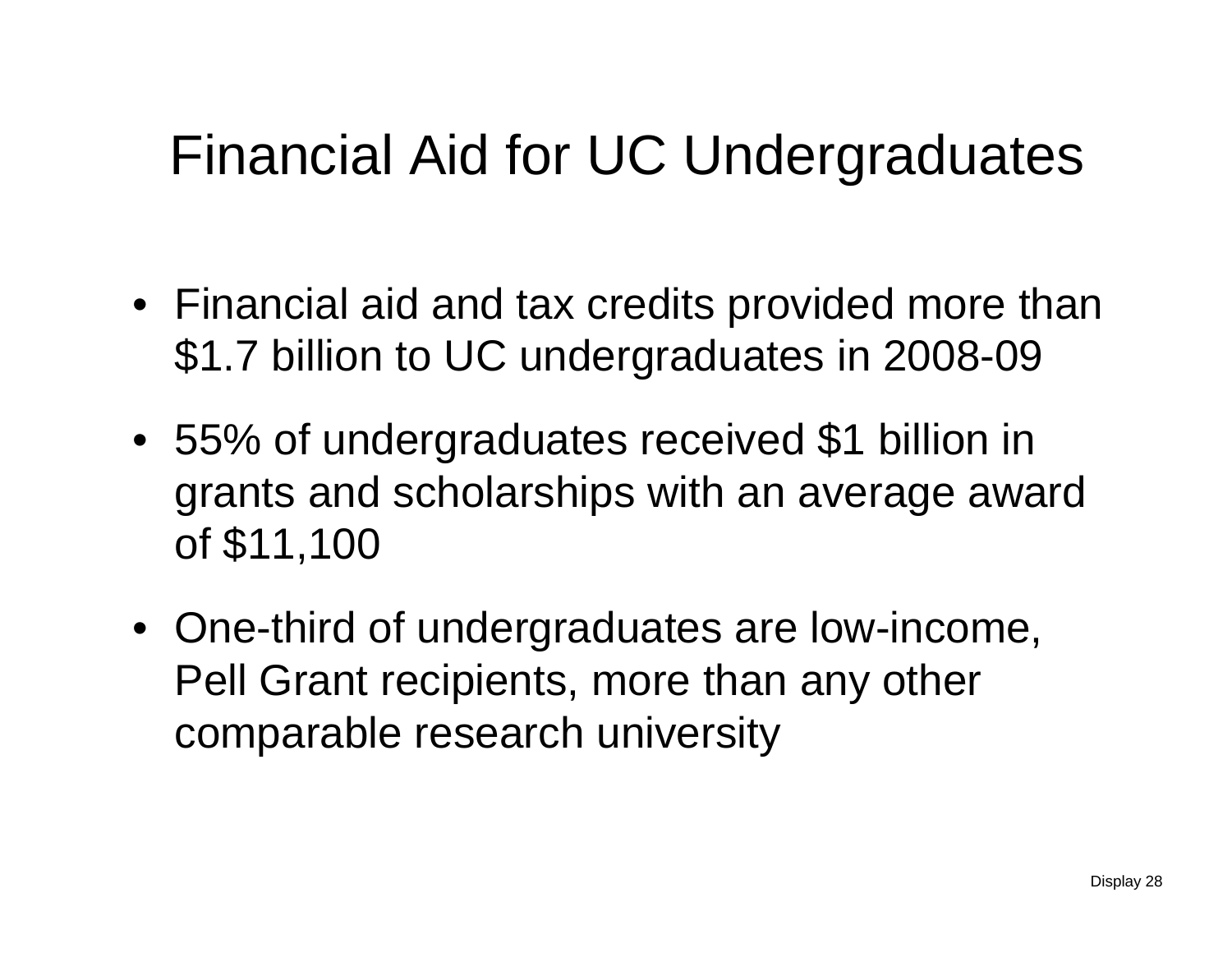# Financial Aid for UC Undergraduates

- Financial aid and tax credits provided more than $1.7 billion to UC undergraduates in 2008-09
- 55% of undergraduates received $1 billion in grants and scholarships with an average award of $11,100
- One-third of undergraduates are low-income, Pell Grant recipients, more than any other comparable research university

Display 28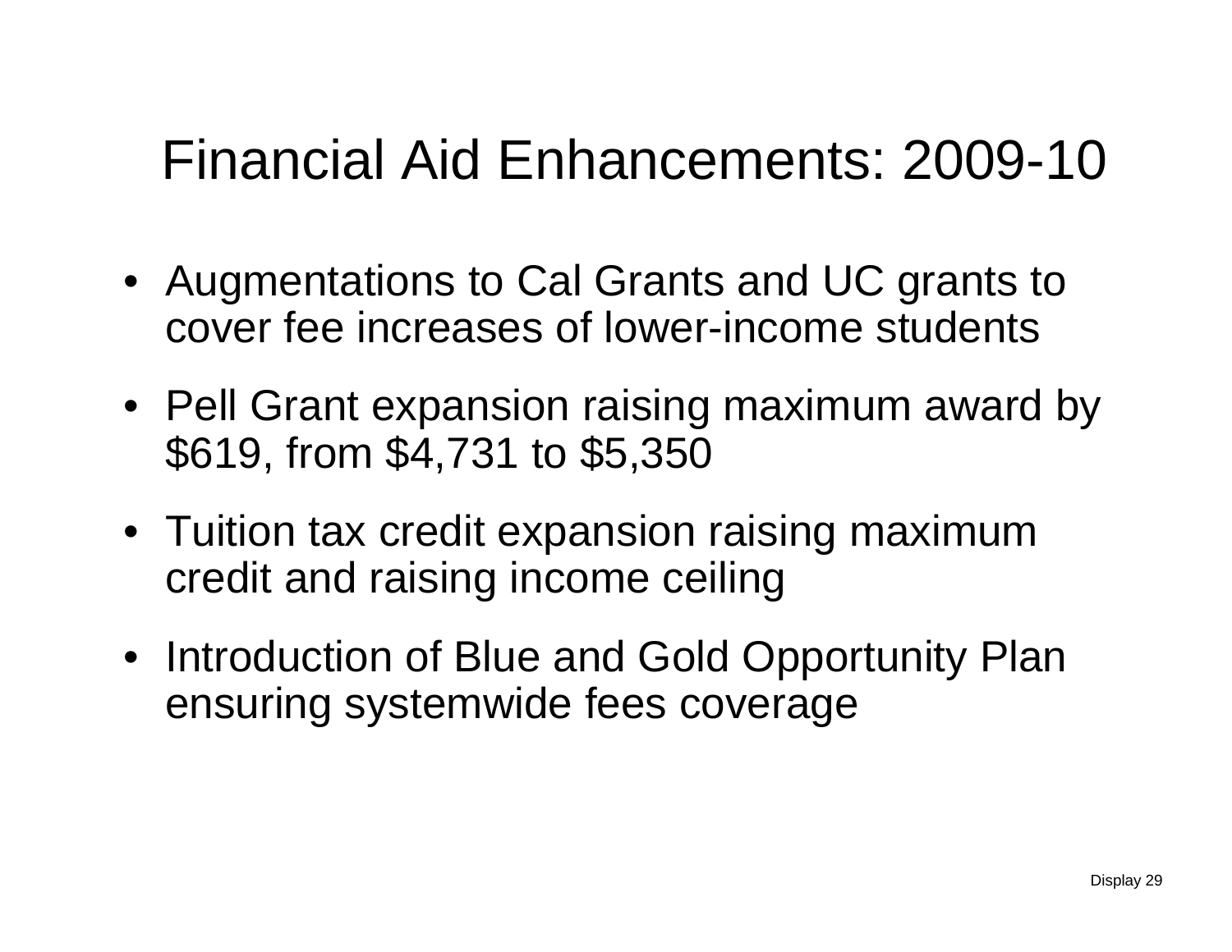# Financial Aid Enhancements: 2009-10

- Augmentations to Cal Grants and UC grants to cover fee increases of lower-income students
- Pell Grant expansion raising maximum award by $619, from $4,731 to $5,350
- Tuition tax credit expansion raising maximum credit and raising income ceiling
- Introduction of Blue and Gold Opportunity Plan ensuring systemwide fees coverage

Display 29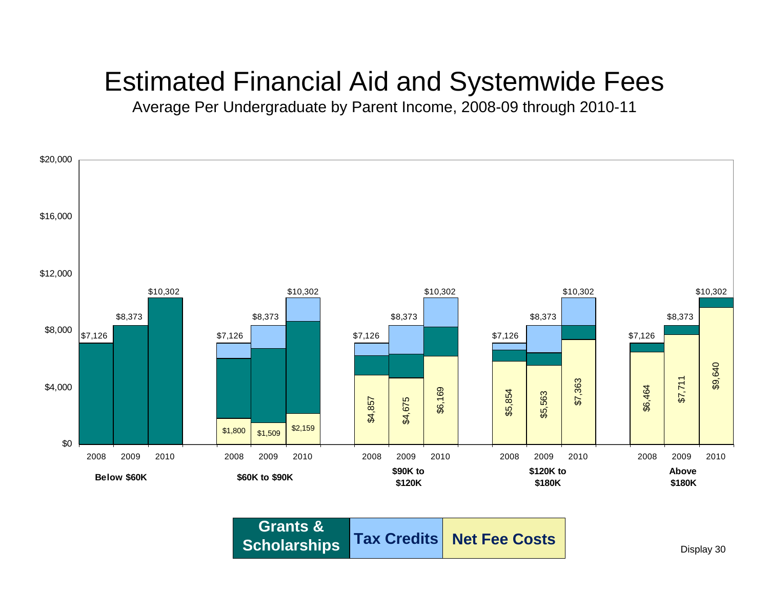# Estimated Financial Aid and Systemwide Fees

Average Per Undergraduate by Parent Income, 2008-09 through 2010-11

| Parent Income | Year | Total Fees | Net Fee Costs |
|---|---|---|---|
| Below $60K | 2008 | $7,126 | |
| Below $60K | 2009 | $8,373 | |
| Below $60K | 2010 | $10,302 | |
| $60K to $90K | 2008 | $7,126 | $1,800 |
| $60K to $90K | 2009 | $8,373 | $1,509 |
| $60K to $90K | 2010 | $10,302 | $2,159 |
| $90K to $120K | 2008 | $7,126 | $4,857 |
| $90K to $120K | 2009 | $8,373 | $4,675 |
| $90K to $120K | 2010 | $10,302 | $6,169 |
| $120K to $180K | 2008 | $7,126 | $5,854 |
| $120K to $180K | 2009 | $8,373 | $5,563 |
| $120K to $180K | 2010 | $10,302 | $7,363 |
| Above $180K | 2008 | $7,126 | $6,464 |
| Above $180K | 2009 | $8,373 | $7,711 |
| Above $180K | 2010 | $10,302 | $9,640 |

Legend: Grants & Scholarships; Tax Credits; Net Fee Costs

Display 30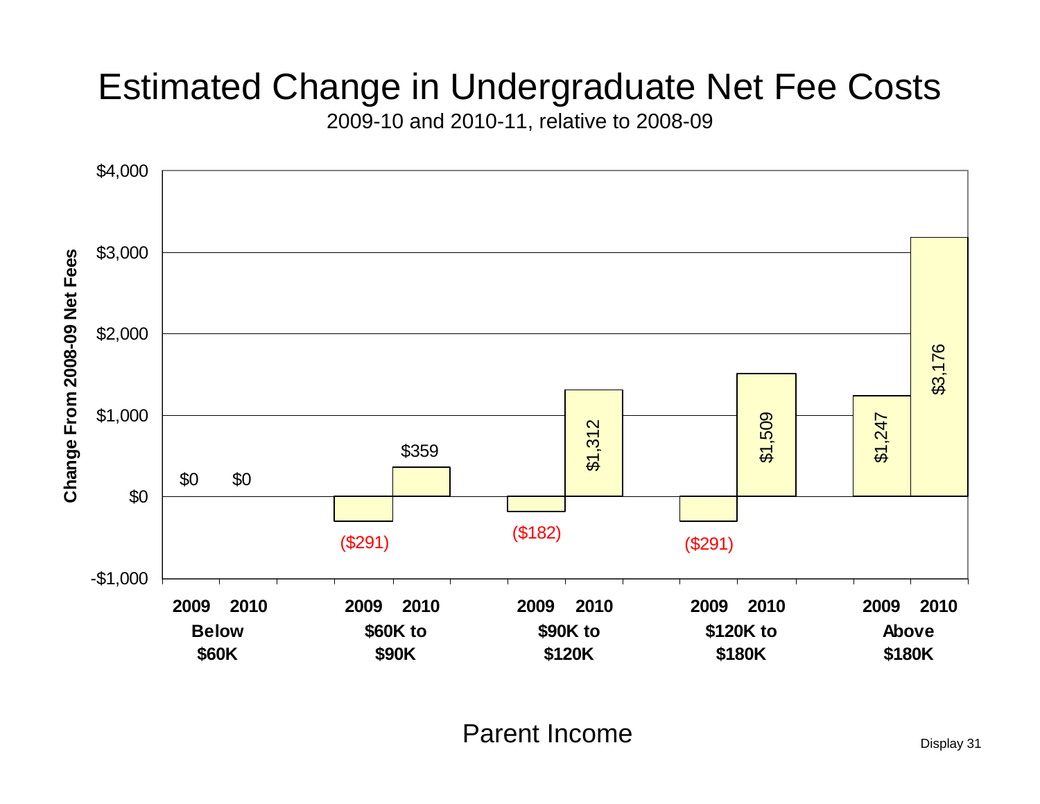# Estimated Change in Undergraduate Net Fee Costs

2009-10 and 2010-11, relative to 2008-09

| Parent Income | 2009 | 2010 |
|---|---|---|
| Below $60K | $0 | $0 |
| $60K to $90K | ($291) | $359 |
| $90K to $120K | ($182) | $1,312 |
| $120K to $180K | ($291) | $1,509 |
| Above $180K | $1,247 | $3,176 |

Change From 2008-09 Net Fees

Parent Income

Display 31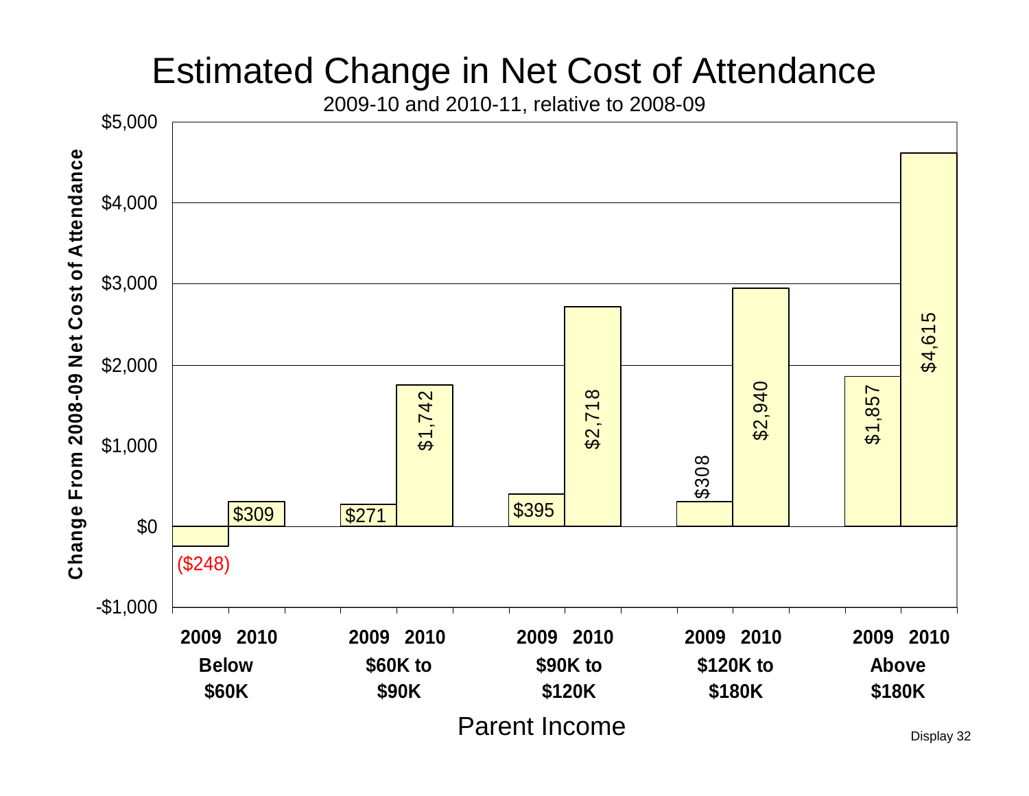# Estimated Change in Net Cost of Attendance

2009-10 and 2010-11, relative to 2008-09

| Parent Income | 2009 | 2010 |
|---|---|---|
| Below $60K | ($248) | $309 |
| $60K to $90K | $271 | $1,742 |
| $90K to $120K | $395 | $2,718 |
| $120K to $180K | $308 | $2,940 |
| Above $180K | $1,857 | $4,615 |

Y-axis: Change From 2008-09 Net Cost of Attendance

X-axis: Parent Income

Display 32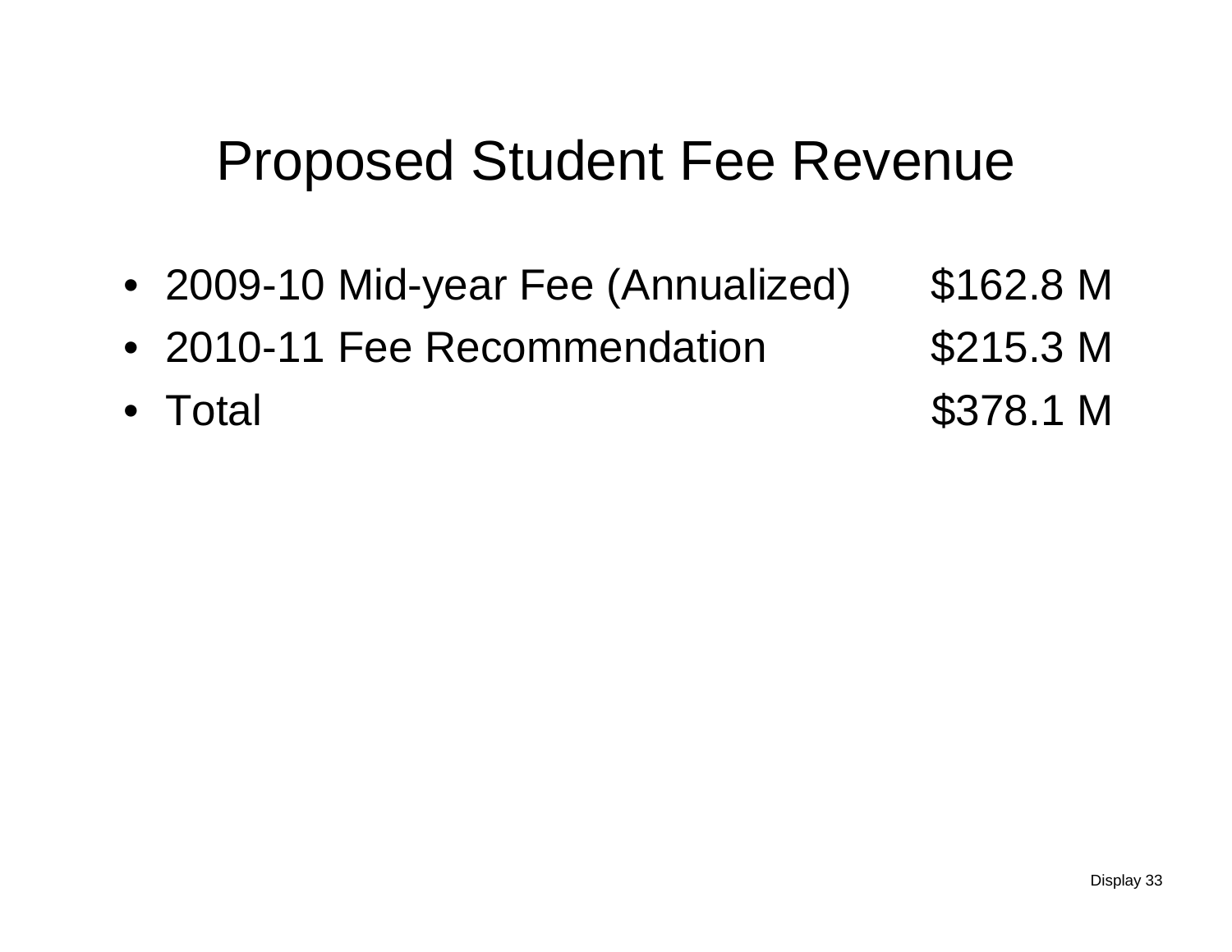# Proposed Student Fee Revenue

- 2009-10 Mid-year Fee (Annualized) $162.8 M
- 2010-11 Fee Recommendation $215.3 M
- Total $378.1 M

Display 33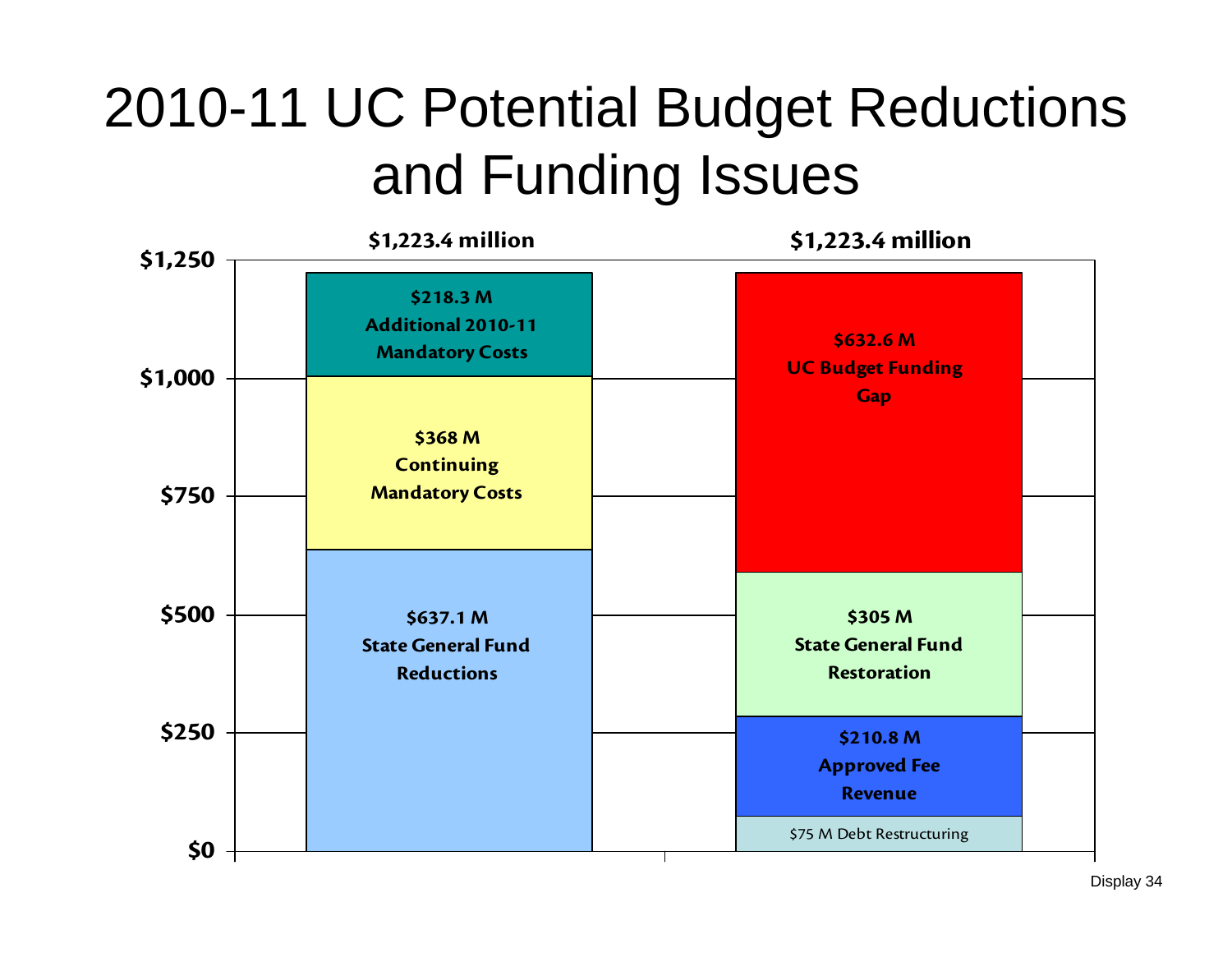# 2010-11 UC Potential Budget Reductions and Funding Issues

$1,223.4 million

$1,223.4 million

$1,250

$1,000

$750

$500

$250

$0

$218.3 M
Additional 2010-11
Mandatory Costs

$368 M
Continuing
Mandatory Costs

$637.1 M
State General Fund
Reductions

$632.6 M
UC Budget Funding
Gap

$305 M
State General Fund
Restoration

$210.8 M
Approved Fee
Revenue

$75 M Debt Restructuring

Display 34